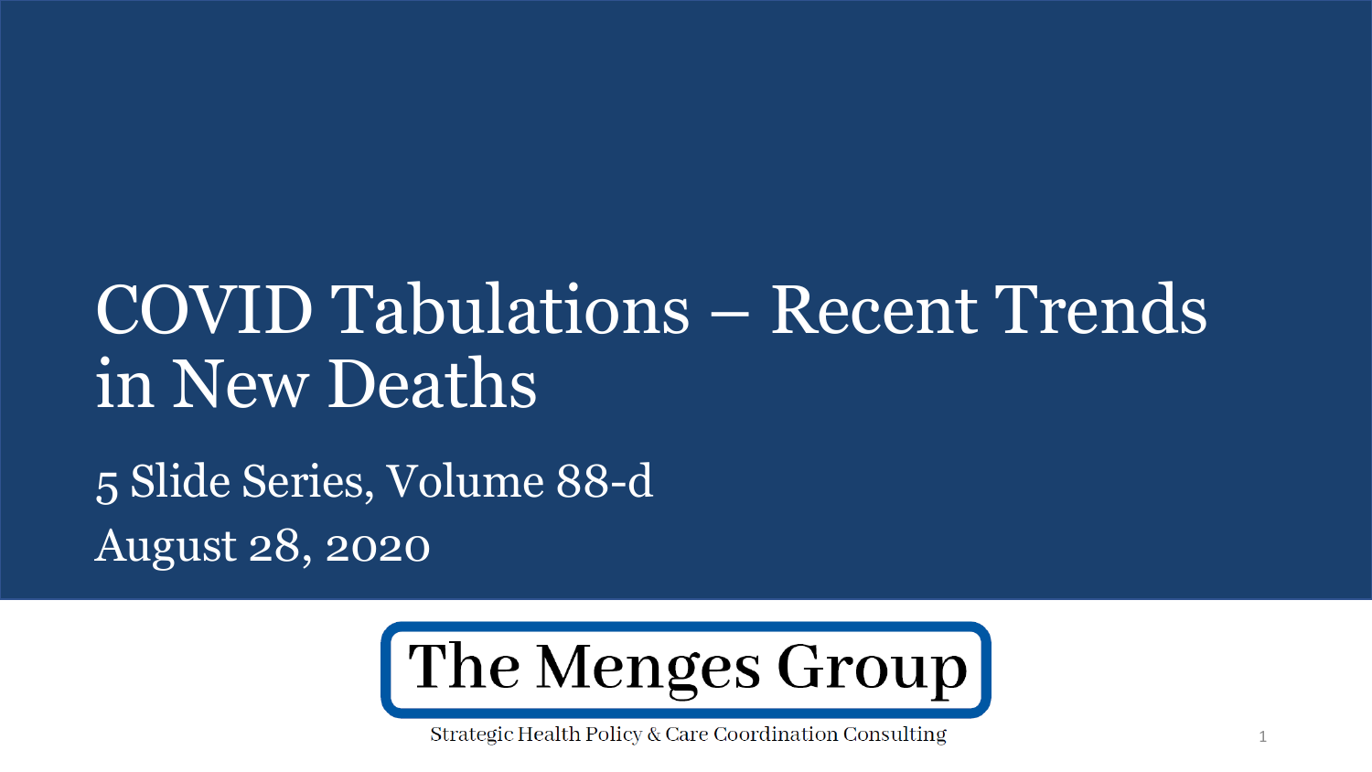# COVID Tabulations – Recent Trends in New Deaths

5 Slide Series, Volume 88-d

August 28, 2020

**The Menges Group**

Strategic Health Policy & Care Coordination Consulting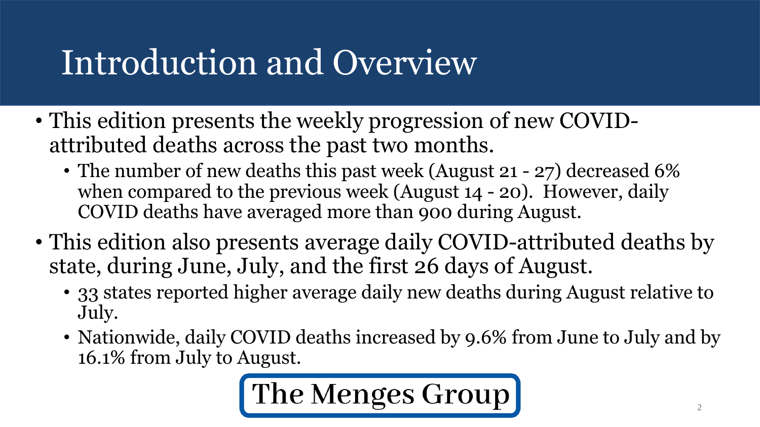# Introduction and Overview

- This edition presents the weekly progression of new COVID-attributed deaths across the past two months.
  - The number of new deaths this past week (August 21 - 27) decreased 6% when compared to the previous week (August 14 - 20). However, daily COVID deaths have averaged more than 900 during August.
- This edition also presents average daily COVID-attributed deaths by state, during June, July, and the first 26 days of August.
  - 33 states reported higher average daily new deaths during August relative to July.
  - Nationwide, daily COVID deaths increased by 9.6% from June to July and by 16.1% from July to August.

The Menges Group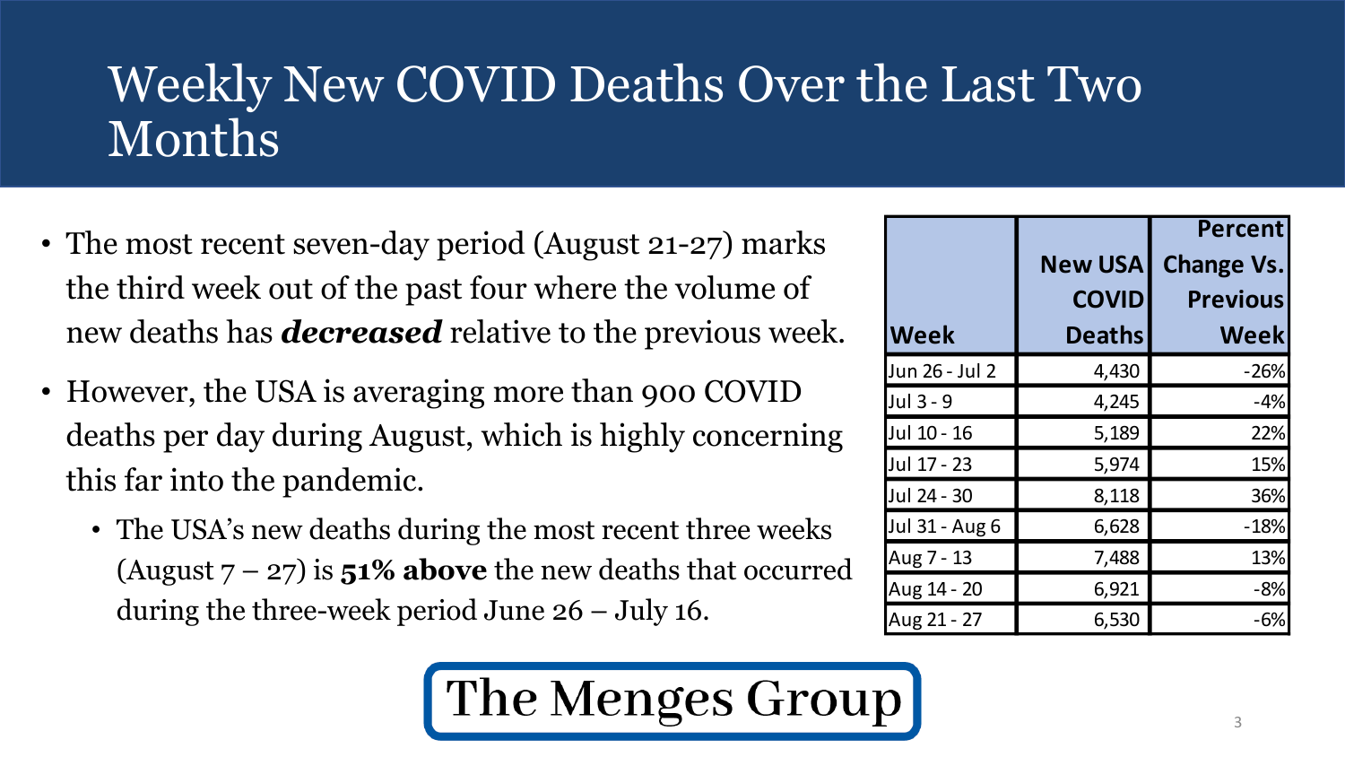# Weekly New COVID Deaths Over the Last Two Months

- The most recent seven-day period (August 21-27) marks the third week out of the past four where the volume of new deaths has ***decreased*** relative to the previous week.
- However, the USA is averaging more than 900 COVID deaths per day during August, which is highly concerning this far into the pandemic.
  - The USA's new deaths during the most recent three weeks (August 7 – 27) is **51% above** the new deaths that occurred during the three-week period June 26 – July 16.

| Week | New USA COVID Deaths | Percent Change Vs. Previous Week |
|---|---|---|
| Jun 26 - Jul 2 | 4,430 | -26% |
| Jul 3 - 9 | 4,245 | -4% |
| Jul 10 - 16 | 5,189 | 22% |
| Jul 17 - 23 | 5,974 | 15% |
| Jul 24 - 30 | 8,118 | 36% |
| Jul 31 - Aug 6 | 6,628 | -18% |
| Aug 7 - 13 | 7,488 | 13% |
| Aug 14 - 20 | 6,921 | -8% |
| Aug 21 - 27 | 6,530 | -6% |

The Menges Group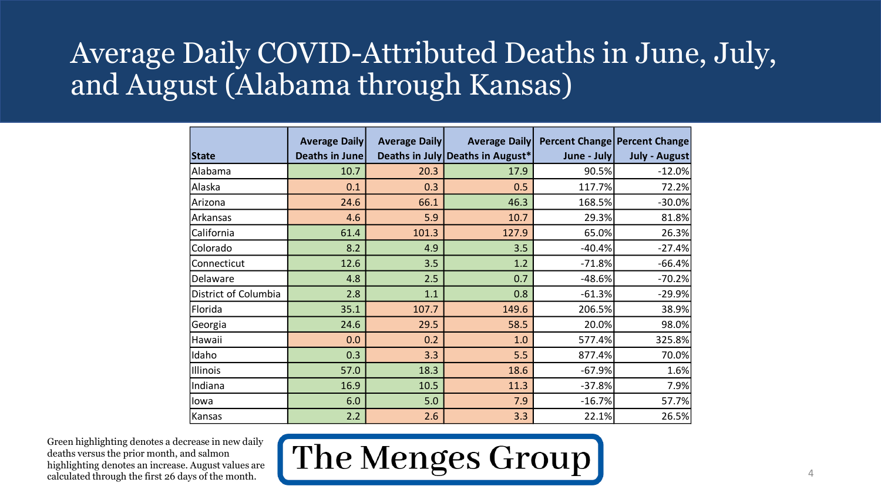# Average Daily COVID-Attributed Deaths in June, July, and August (Alabama through Kansas)

| State | Average Daily Deaths in June | Average Daily Deaths in July | Average Daily Deaths in August* | Percent Change June - July | Percent Change July - August |
|---|---|---|---|---|---|
| Alabama | 10.7 | 20.3 | 17.9 | 90.5% | -12.0% |
| Alaska | 0.1 | 0.3 | 0.5 | 117.7% | 72.2% |
| Arizona | 24.6 | 66.1 | 46.3 | 168.5% | -30.0% |
| Arkansas | 4.6 | 5.9 | 10.7 | 29.3% | 81.8% |
| California | 61.4 | 101.3 | 127.9 | 65.0% | 26.3% |
| Colorado | 8.2 | 4.9 | 3.5 | -40.4% | -27.4% |
| Connecticut | 12.6 | 3.5 | 1.2 | -71.8% | -66.4% |
| Delaware | 4.8 | 2.5 | 0.7 | -48.6% | -70.2% |
| District of Columbia | 2.8 | 1.1 | 0.8 | -61.3% | -29.9% |
| Florida | 35.1 | 107.7 | 149.6 | 206.5% | 38.9% |
| Georgia | 24.6 | 29.5 | 58.5 | 20.0% | 98.0% |
| Hawaii | 0.0 | 0.2 | 1.0 | 577.4% | 325.8% |
| Idaho | 0.3 | 3.3 | 5.5 | 877.4% | 70.0% |
| Illinois | 57.0 | 18.3 | 18.6 | -67.9% | 1.6% |
| Indiana | 16.9 | 10.5 | 11.3 | -37.8% | 7.9% |
| Iowa | 6.0 | 5.0 | 7.9 | -16.7% | 57.7% |
| Kansas | 2.2 | 2.6 | 3.3 | 22.1% | 26.5% |

Green highlighting denotes a decrease in new daily deaths versus the prior month, and salmon highlighting denotes an increase. August values are calculated through the first 26 days of the month.

The Menges Group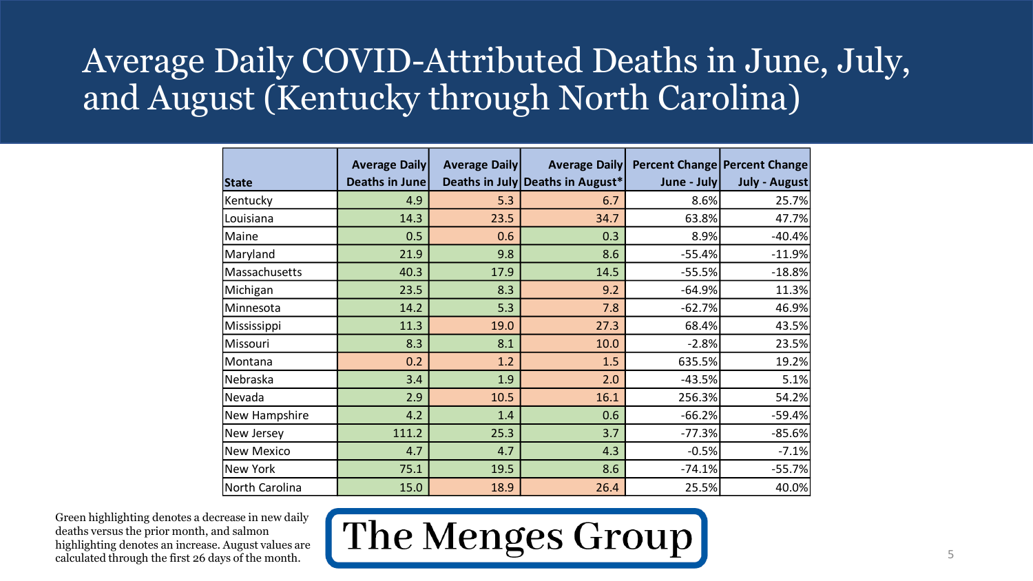# Average Daily COVID-Attributed Deaths in June, July, and August (Kentucky through North Carolina)

| State | Average Daily Deaths in June | Average Daily Deaths in July | Average Daily Deaths in August* | Percent Change June - July | Percent Change July - August |
|---|---|---|---|---|---|
| Kentucky | 4.9 | 5.3 | 6.7 | 8.6% | 25.7% |
| Louisiana | 14.3 | 23.5 | 34.7 | 63.8% | 47.7% |
| Maine | 0.5 | 0.6 | 0.3 | 8.9% | -40.4% |
| Maryland | 21.9 | 9.8 | 8.6 | -55.4% | -11.9% |
| Massachusetts | 40.3 | 17.9 | 14.5 | -55.5% | -18.8% |
| Michigan | 23.5 | 8.3 | 9.2 | -64.9% | 11.3% |
| Minnesota | 14.2 | 5.3 | 7.8 | -62.7% | 46.9% |
| Mississippi | 11.3 | 19.0 | 27.3 | 68.4% | 43.5% |
| Missouri | 8.3 | 8.1 | 10.0 | -2.8% | 23.5% |
| Montana | 0.2 | 1.2 | 1.5 | 635.5% | 19.2% |
| Nebraska | 3.4 | 1.9 | 2.0 | -43.5% | 5.1% |
| Nevada | 2.9 | 10.5 | 16.1 | 256.3% | 54.2% |
| New Hampshire | 4.2 | 1.4 | 0.6 | -66.2% | -59.4% |
| New Jersey | 111.2 | 25.3 | 3.7 | -77.3% | -85.6% |
| New Mexico | 4.7 | 4.7 | 4.3 | -0.5% | -7.1% |
| New York | 75.1 | 19.5 | 8.6 | -74.1% | -55.7% |
| North Carolina | 15.0 | 18.9 | 26.4 | 25.5% | 40.0% |

Green highlighting denotes a decrease in new daily deaths versus the prior month, and salmon highlighting denotes an increase. August values are calculated through the first 26 days of the month.

The Menges Group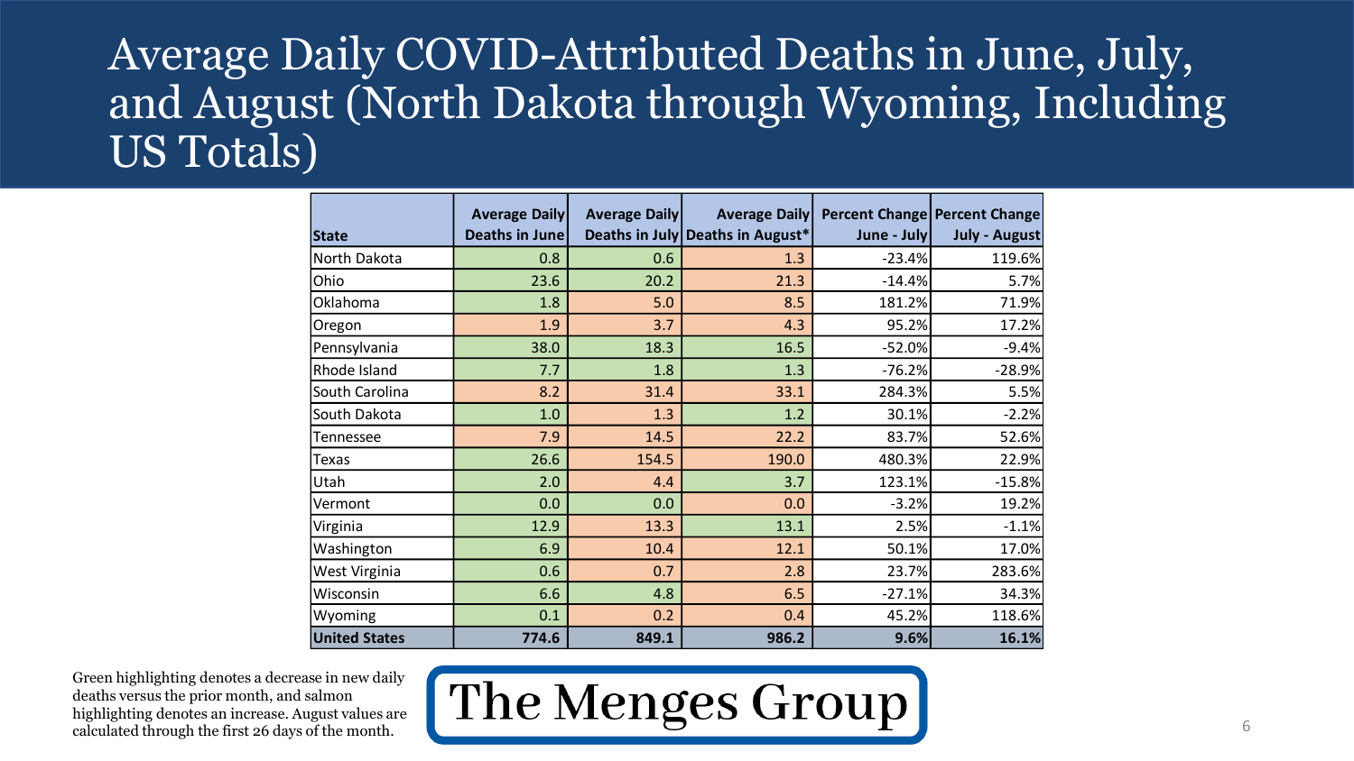# Average Daily COVID-Attributed Deaths in June, July, and August (North Dakota through Wyoming, Including US Totals)

| State | Average Daily Deaths in June | Average Daily Deaths in July | Average Daily Deaths in August* | Percent Change June - July | Percent Change July - August |
|---|---|---|---|---|---|
| North Dakota | 0.8 | 0.6 | 1.3 | -23.4% | 119.6% |
| Ohio | 23.6 | 20.2 | 21.3 | -14.4% | 5.7% |
| Oklahoma | 1.8 | 5.0 | 8.5 | 181.2% | 71.9% |
| Oregon | 1.9 | 3.7 | 4.3 | 95.2% | 17.2% |
| Pennsylvania | 38.0 | 18.3 | 16.5 | -52.0% | -9.4% |
| Rhode Island | 7.7 | 1.8 | 1.3 | -76.2% | -28.9% |
| South Carolina | 8.2 | 31.4 | 33.1 | 284.3% | 5.5% |
| South Dakota | 1.0 | 1.3 | 1.2 | 30.1% | -2.2% |
| Tennessee | 7.9 | 14.5 | 22.2 | 83.7% | 52.6% |
| Texas | 26.6 | 154.5 | 190.0 | 480.3% | 22.9% |
| Utah | 2.0 | 4.4 | 3.7 | 123.1% | -15.8% |
| Vermont | 0.0 | 0.0 | 0.0 | -3.2% | 19.2% |
| Virginia | 12.9 | 13.3 | 13.1 | 2.5% | -1.1% |
| Washington | 6.9 | 10.4 | 12.1 | 50.1% | 17.0% |
| West Virginia | 0.6 | 0.7 | 2.8 | 23.7% | 283.6% |
| Wisconsin | 6.6 | 4.8 | 6.5 | -27.1% | 34.3% |
| Wyoming | 0.1 | 0.2 | 0.4 | 45.2% | 118.6% |
| **United States** | **774.6** | **849.1** | **986.2** | **9.6%** | **16.1%** |

Green highlighting denotes a decrease in new daily deaths versus the prior month, and salmon highlighting denotes an increase. August values are calculated through the first 26 days of the month.

**The Menges Group**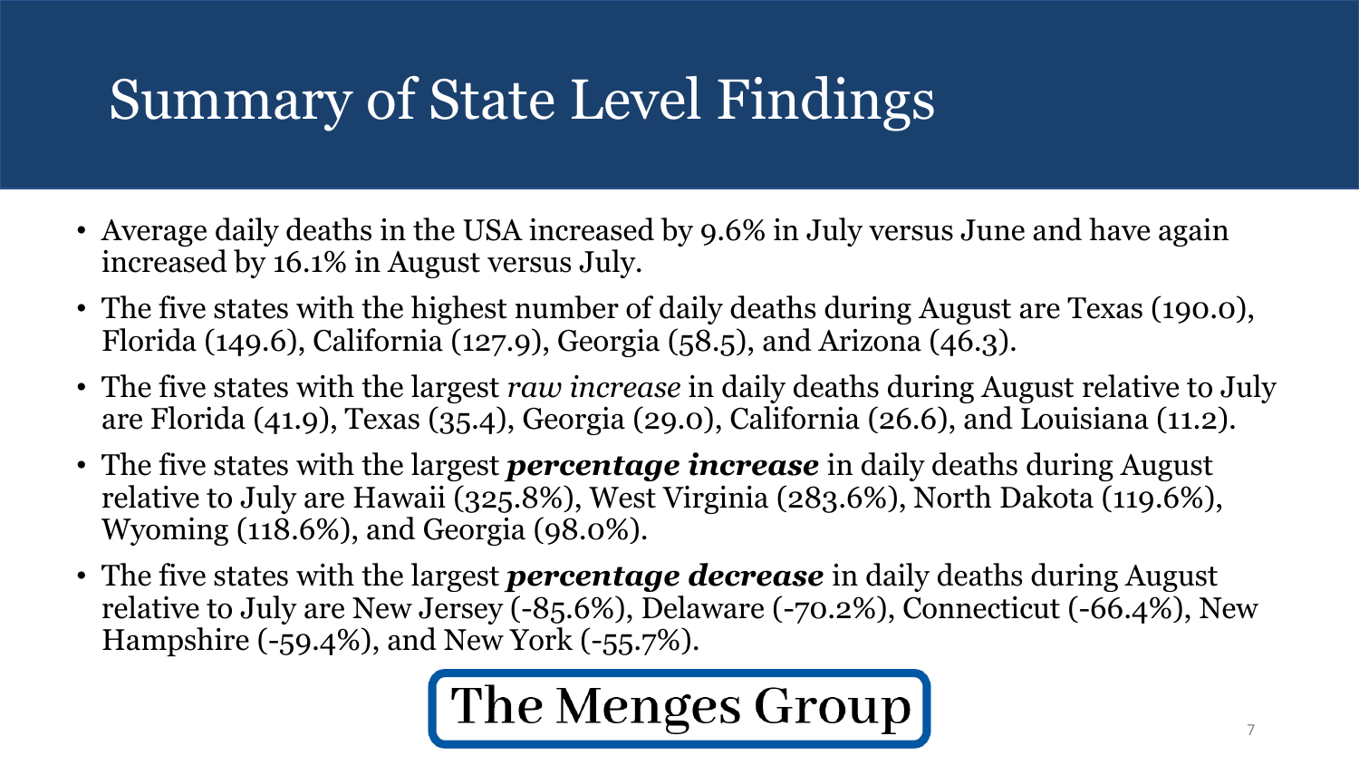# Summary of State Level Findings

- Average daily deaths in the USA increased by 9.6% in July versus June and have again increased by 16.1% in August versus July.
- The five states with the highest number of daily deaths during August are Texas (190.0), Florida (149.6), California (127.9), Georgia (58.5), and Arizona (46.3).
- The five states with the largest *raw increase* in daily deaths during August relative to July are Florida (41.9), Texas (35.4), Georgia (29.0), California (26.6), and Louisiana (11.2).
- The five states with the largest ***percentage increase*** in daily deaths during August relative to July are Hawaii (325.8%), West Virginia (283.6%), North Dakota (119.6%), Wyoming (118.6%), and Georgia (98.0%).
- The five states with the largest ***percentage decrease*** in daily deaths during August relative to July are New Jersey (-85.6%), Delaware (-70.2%), Connecticut (-66.4%), New Hampshire (-59.4%), and New York (-55.7%).

**The Menges Group**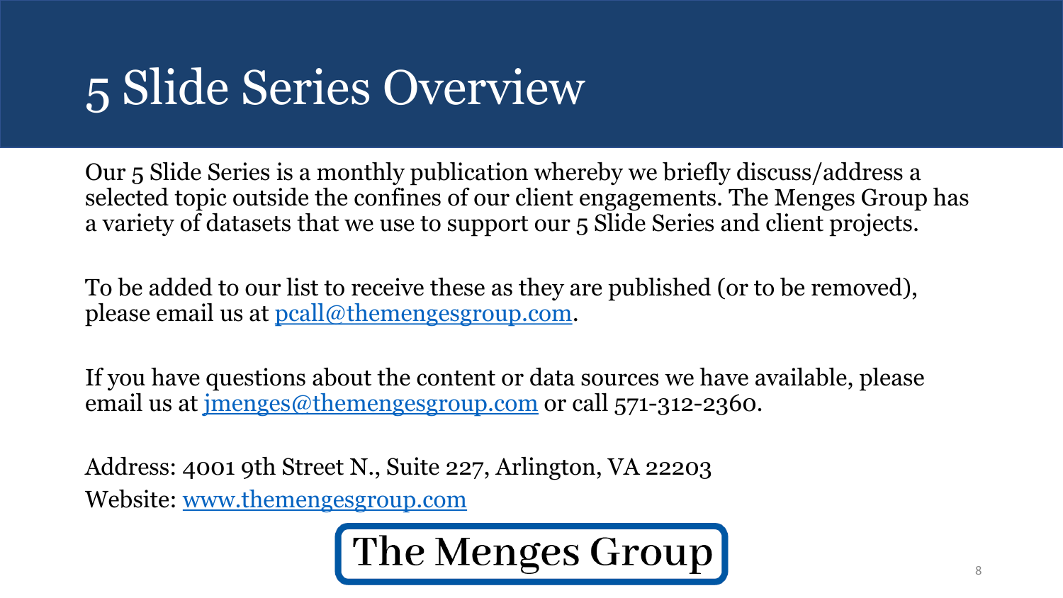# 5 Slide Series Overview

Our 5 Slide Series is a monthly publication whereby we briefly discuss/address a selected topic outside the confines of our client engagements. The Menges Group has a variety of datasets that we use to support our 5 Slide Series and client projects.

To be added to our list to receive these as they are published (or to be removed), please email us at pcall@themengesgroup.com.

If you have questions about the content or data sources we have available, please email us at jmenges@themengesgroup.com or call 571-312-2360.

Address: 4001 9th Street N., Suite 227, Arlington, VA 22203

Website: www.themengesgroup.com

The Menges Group